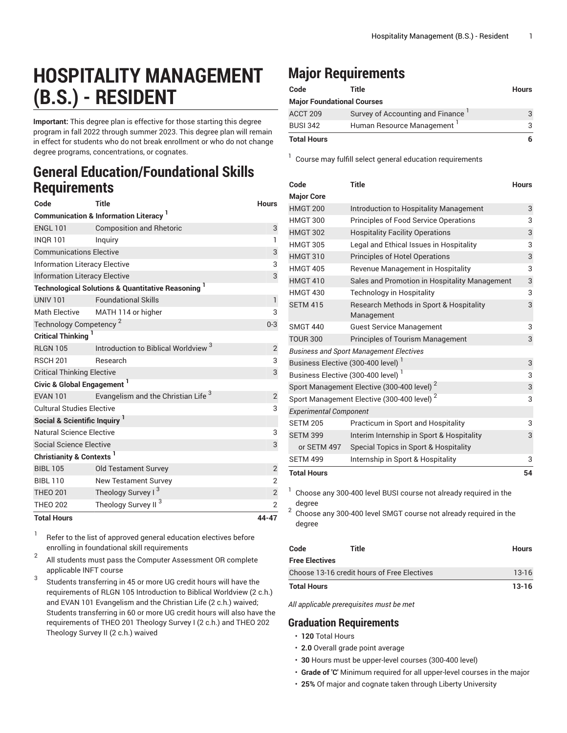# HOSPITALITY MANAGEMENT (B.S.) - RESIDENT

**Important:** This degree plan is effective for those starting this degree program in fall 2022 through summer 2023. This degree plan will remain in effect for students who do not break enrollment or who do not change degree programs, concentrations, or cognates.

## General Education/Foundational Skills Requirements

| Code | Title | Hours |
|---|---|---|
| **Communication & Information Literacy [1]** | | |
| ENGL 101 | Composition and Rhetoric | 3 |
| INQR 101 | Inquiry | 1 |
| Communications Elective | | 3 |
| Information Literacy Elective | | 3 |
| Information Literacy Elective | | 3 |
| **Technological Solutions & Quantitative Reasoning [1]** | | |
| UNIV 101 | Foundational Skills | 1 |
| Math Elective | MATH 114 or higher | 3 |
| Technology Competency [2] | | 0-3 |
| **Critical Thinking [1]** | | |
| RLGN 105 | Introduction to Biblical Worldview [3] | 2 |
| RSCH 201 | Research | 3 |
| Critical Thinking Elective | | 3 |
| **Civic & Global Engagement [1]** | | |
| EVAN 101 | Evangelism and the Christian Life [3] | 2 |
| Cultural Studies Elective | | 3 |
| **Social & Scientific Inquiry [1]** | | |
| Natural Science Elective | | 3 |
| Social Science Elective | | 3 |
| **Christianity & Contexts [1]** | | |
| BIBL 105 | Old Testament Survey | 2 |
| BIBL 110 | New Testament Survey | 2 |
| THEO 201 | Theology Survey I [3] | 2 |
| THEO 202 | Theology Survey II [3] | 2 |
| **Total Hours** | | **44-47** |

1. Refer to the list of approved general education electives before enrolling in foundational skill requirements
2. All students must pass the Computer Assessment OR complete applicable INFT course
3. Students transferring in 45 or more UG credit hours will have the requirements of RLGN 105 Introduction to Biblical Worldview (2 c.h.) and EVAN 101 Evangelism and the Christian Life (2 c.h.) waived; Students transferring in 60 or more UG credit hours will also have the requirements of THEO 201 Theology Survey I (2 c.h.) and THEO 202 Theology Survey II (2 c.h.) waived

## Major Requirements

| Code | Title | Hours |
|---|---|---|
| **Major Foundational Courses** | | |
| ACCT 209 | Survey of Accounting and Finance [1] | 3 |
| BUSI 342 | Human Resource Management [1] | 3 |
| **Total Hours** | | **6** |

1. Course may fulfill select general education requirements

| Code | Title | Hours |
|---|---|---|
| **Major Core** | | |
| HMGT 200 | Introduction to Hospitality Management | 3 |
| HMGT 300 | Principles of Food Service Operations | 3 |
| HMGT 302 | Hospitality Facility Operations | 3 |
| HMGT 305 | Legal and Ethical Issues in Hospitality | 3 |
| HMGT 310 | Principles of Hotel Operations | 3 |
| HMGT 405 | Revenue Management in Hospitality | 3 |
| HMGT 410 | Sales and Promotion in Hospitality Management | 3 |
| HMGT 430 | Technology in Hospitality | 3 |
| SETM 415 | Research Methods in Sport & Hospitality Management | 3 |
| SMGT 440 | Guest Service Management | 3 |
| TOUR 300 | Principles of Tourism Management | 3 |
| *Business and Sport Management Electives* | | |
| Business Elective (300-400 level) [1] | | 3 |
| Business Elective (300-400 level) [1] | | 3 |
| Sport Management Elective (300-400 level) [2] | | 3 |
| Sport Management Elective (300-400 level) [2] | | 3 |
| *Experimental Component* | | |
| SETM 205 | Practicum in Sport and Hospitality | 3 |
| SETM 399 or SETM 497 | Interim Internship in Sport & Hospitality or Special Topics in Sport & Hospitality | 3 |
| SETM 499 | Internship in Sport & Hospitality | 3 |
| **Total Hours** | | **54** |

1. Choose any 300-400 level BUSI course not already required in the degree
2. Choose any 300-400 level SMGT course not already required in the degree

| Code | Title | Hours |
|---|---|---|
| **Free Electives** | | |
| Choose 13-16 credit hours of Free Electives | | 13-16 |
| **Total Hours** | | **13-16** |

*All applicable prerequisites must be met*

## Graduation Requirements

- **120** Total Hours
- **2.0** Overall grade point average
- **30** Hours must be upper-level courses (300-400 level)
- **Grade of 'C'** Minimum required for all upper-level courses in the major
- **25%** Of major and cognate taken through Liberty University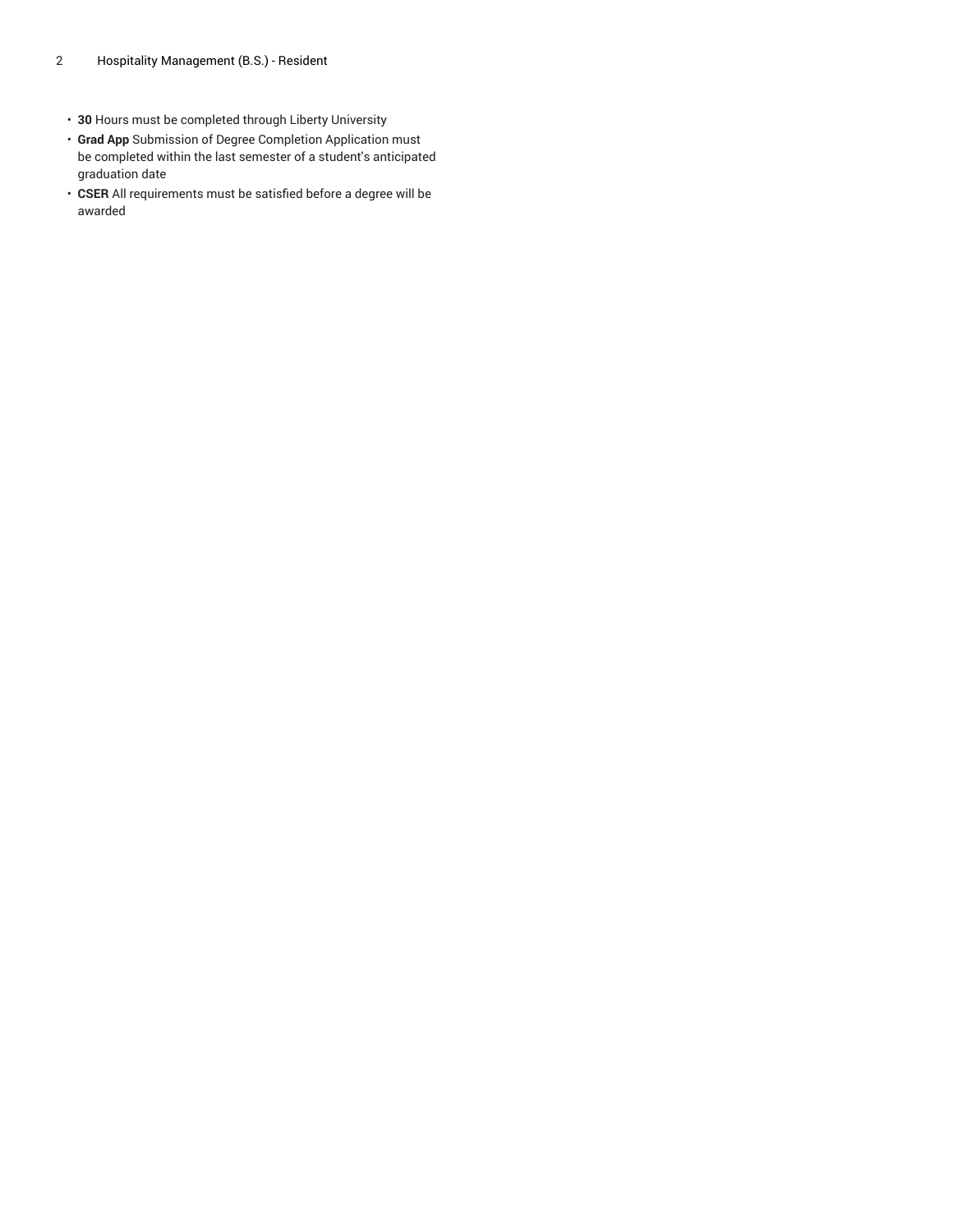- **30** Hours must be completed through Liberty University
- **Grad App** Submission of Degree Completion Application must be completed within the last semester of a student's anticipated graduation date
- **CSER** All requirements must be satisfied before a degree will be awarded